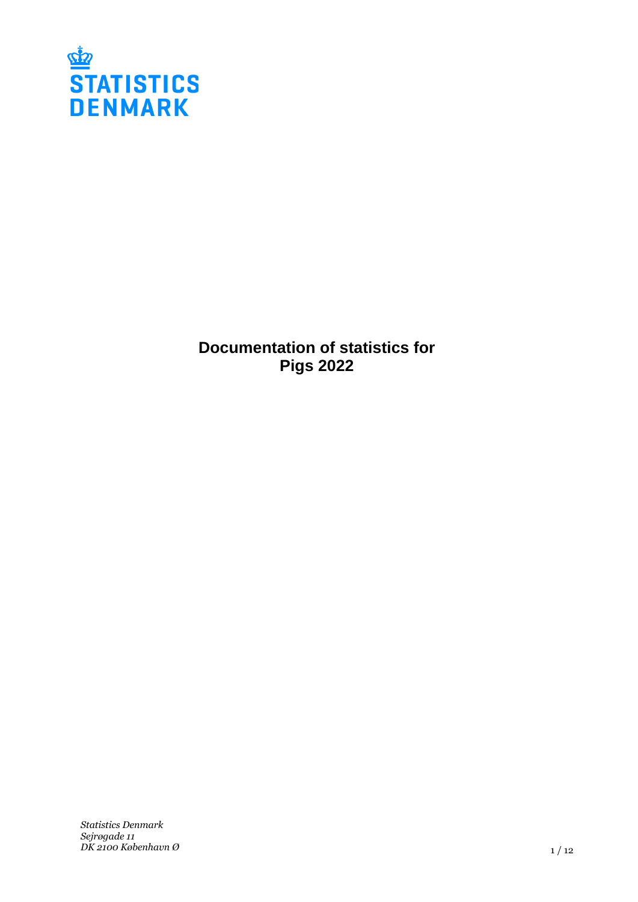STATISTICS DENMARK

# Documentation of statistics for Pigs 2022

*Statistics Denmark*
*Sejrøgade 11*
*DK 2100 København Ø*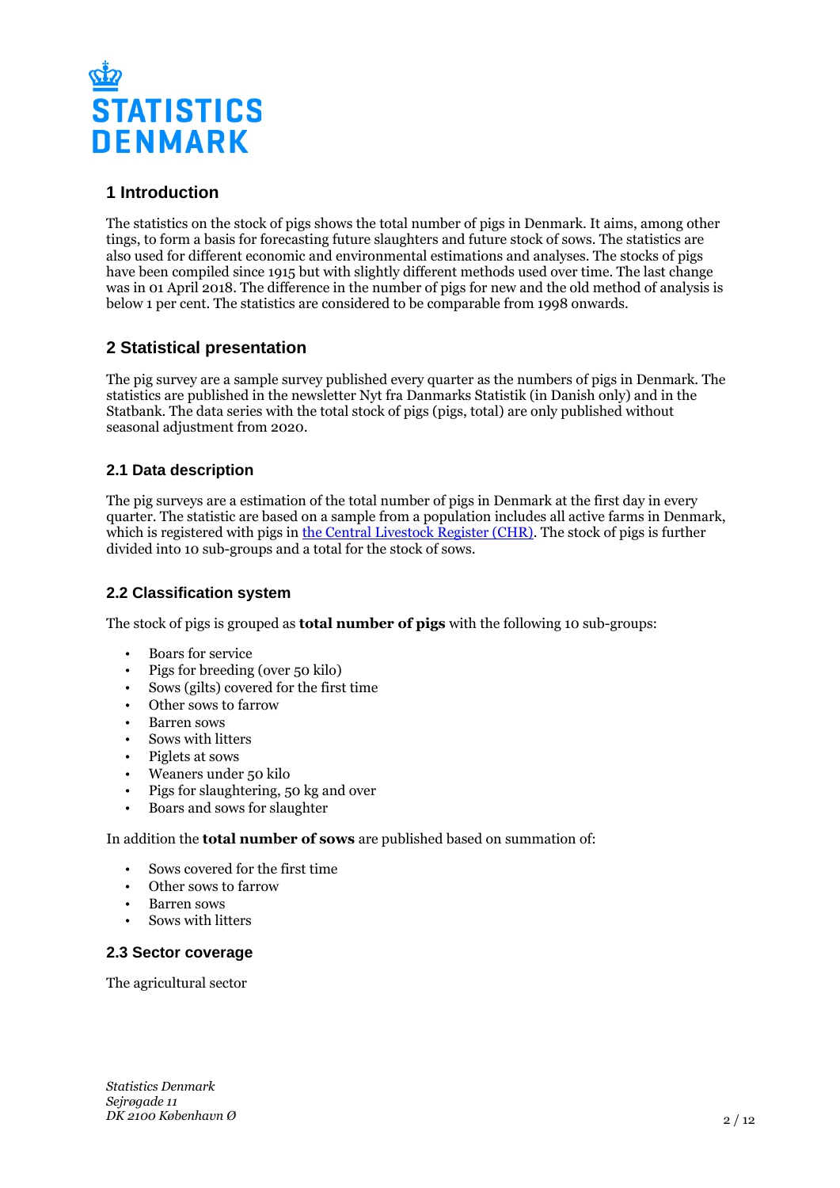## 1 Introduction

The statistics on the stock of pigs shows the total number of pigs in Denmark. It aims, among other tings, to form a basis for forecasting future slaughters and future stock of sows. The statistics are also used for different economic and environmental estimations and analyses. The stocks of pigs have been compiled since 1915 but with slightly different methods used over time. The last change was in 01 April 2018. The difference in the number of pigs for new and the old method of analysis is below 1 per cent. The statistics are considered to be comparable from 1998 onwards.

## 2 Statistical presentation

The pig survey are a sample survey published every quarter as the numbers of pigs in Denmark. The statistics are published in the newsletter Nyt fra Danmarks Statistik (in Danish only) and in the Statbank. The data series with the total stock of pigs (pigs, total) are only published without seasonal adjustment from 2020.

### 2.1 Data description

The pig surveys are a estimation of the total number of pigs in Denmark at the first day in every quarter. The statistic are based on a sample from a population includes all active farms in Denmark, which is registered with pigs in [the Central Livestock Register (CHR)](). The stock of pigs is further divided into 10 sub-groups and a total for the stock of sows.

### 2.2 Classification system

The stock of pigs is grouped as **total number of pigs** with the following 10 sub-groups:

- Boars for service
- Pigs for breeding (over 50 kilo)
- Sows (gilts) covered for the first time
- Other sows to farrow
- Barren sows
- Sows with litters
- Piglets at sows
- Weaners under 50 kilo
- Pigs for slaughtering, 50 kg and over
- Boars and sows for slaughter

In addition the **total number of sows** are published based on summation of:

- Sows covered for the first time
- Other sows to farrow
- Barren sows
- Sows with litters

### 2.3 Sector coverage

The agricultural sector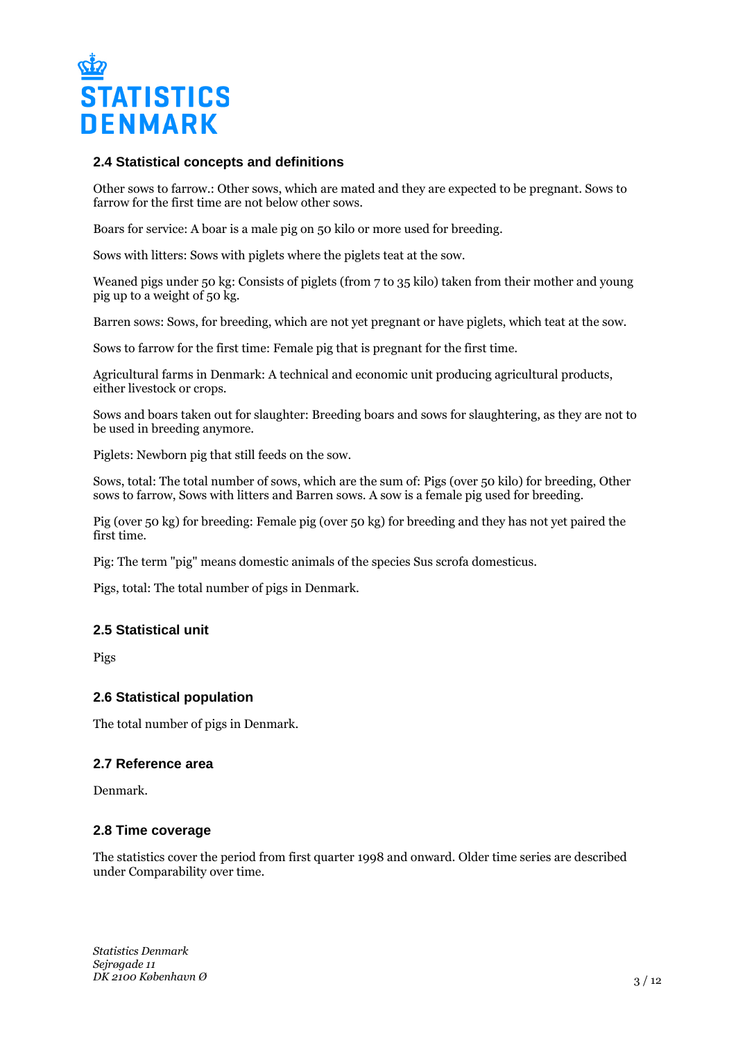### 2.4 Statistical concepts and definitions

Other sows to farrow.: Other sows, which are mated and they are expected to be pregnant. Sows to farrow for the first time are not below other sows.

Boars for service: A boar is a male pig on 50 kilo or more used for breeding.

Sows with litters: Sows with piglets where the piglets teat at the sow.

Weaned pigs under 50 kg: Consists of piglets (from 7 to 35 kilo) taken from their mother and young pig up to a weight of 50 kg.

Barren sows: Sows, for breeding, which are not yet pregnant or have piglets, which teat at the sow.

Sows to farrow for the first time: Female pig that is pregnant for the first time.

Agricultural farms in Denmark: A technical and economic unit producing agricultural products, either livestock or crops.

Sows and boars taken out for slaughter: Breeding boars and sows for slaughtering, as they are not to be used in breeding anymore.

Piglets: Newborn pig that still feeds on the sow.

Sows, total: The total number of sows, which are the sum of: Pigs (over 50 kilo) for breeding, Other sows to farrow, Sows with litters and Barren sows. A sow is a female pig used for breeding.

Pig (over 50 kg) for breeding: Female pig (over 50 kg) for breeding and they has not yet paired the first time.

Pig: The term "pig" means domestic animals of the species Sus scrofa domesticus.

Pigs, total: The total number of pigs in Denmark.

### 2.5 Statistical unit

Pigs

### 2.6 Statistical population

The total number of pigs in Denmark.

### 2.7 Reference area

Denmark.

### 2.8 Time coverage

The statistics cover the period from first quarter 1998 and onward. Older time series are described under Comparability over time.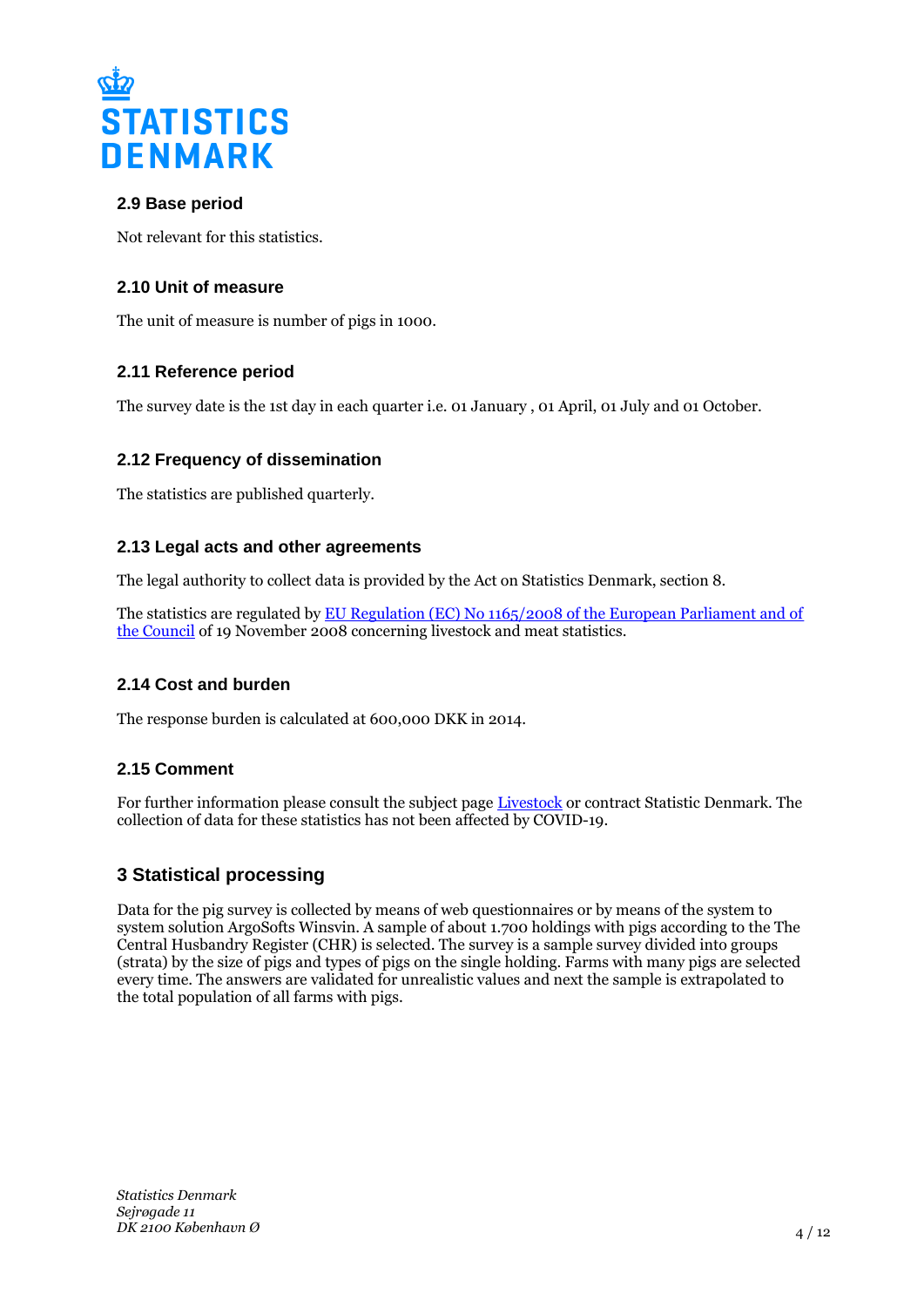### 2.9 Base period

Not relevant for this statistics.

### 2.10 Unit of measure

The unit of measure is number of pigs in 1000.

### 2.11 Reference period

The survey date is the 1st day in each quarter i.e. 01 January , 01 April, 01 July and 01 October.

### 2.12 Frequency of dissemination

The statistics are published quarterly.

### 2.13 Legal acts and other agreements

The legal authority to collect data is provided by the Act on Statistics Denmark, section 8.

The statistics are regulated by [EU Regulation (EC) No 1165/2008 of the European Parliament and of the Council]() of 19 November 2008 concerning livestock and meat statistics.

### 2.14 Cost and burden

The response burden is calculated at 600,000 DKK in 2014.

### 2.15 Comment

For further information please consult the subject page [Livestock]() or contract Statistic Denmark. The collection of data for these statistics has not been affected by COVID-19.

## 3 Statistical processing

Data for the pig survey is collected by means of web questionnaires or by means of the system to system solution ArgoSofts Winsvin. A sample of about 1.700 holdings with pigs according to the The Central Husbandry Register (CHR) is selected. The survey is a sample survey divided into groups (strata) by the size of pigs and types of pigs on the single holding. Farms with many pigs are selected every time. The answers are validated for unrealistic values and next the sample is extrapolated to the total population of all farms with pigs.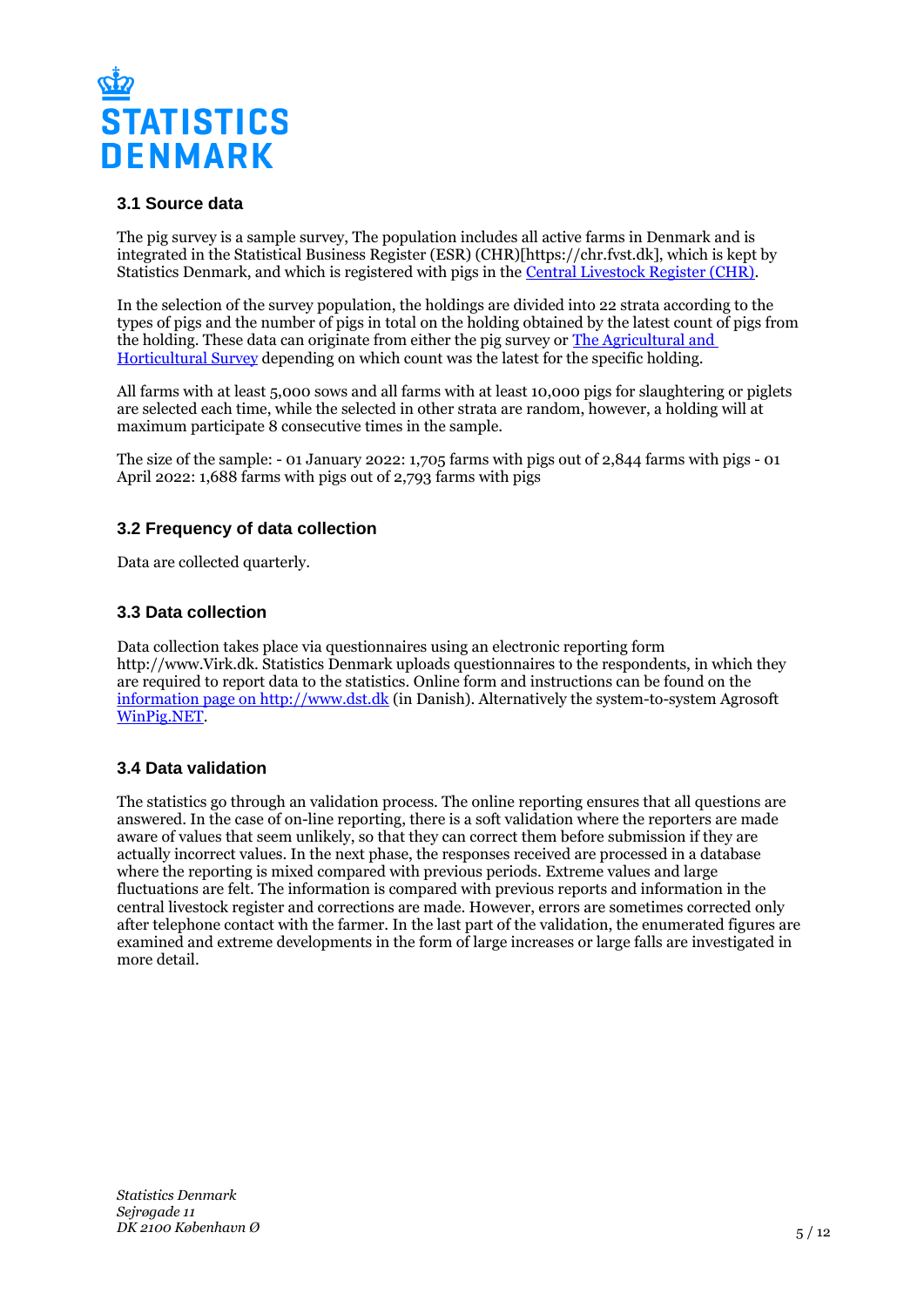### 3.1 Source data

The pig survey is a sample survey, The population includes all active farms in Denmark and is integrated in the Statistical Business Register (ESR) (CHR)[https://chr.fvst.dk], which is kept by Statistics Denmark, and which is registered with pigs in the Central Livestock Register (CHR).

In the selection of the survey population, the holdings are divided into 22 strata according to the types of pigs and the number of pigs in total on the holding obtained by the latest count of pigs from the holding. These data can originate from either the pig survey or The Agricultural and Horticultural Survey depending on which count was the latest for the specific holding.

All farms with at least 5,000 sows and all farms with at least 10,000 pigs for slaughtering or piglets are selected each time, while the selected in other strata are random, however, a holding will at maximum participate 8 consecutive times in the sample.

The size of the sample: - 01 January 2022: 1,705 farms with pigs out of 2,844 farms with pigs - 01 April 2022: 1,688 farms with pigs out of 2,793 farms with pigs

### 3.2 Frequency of data collection

Data are collected quarterly.

### 3.3 Data collection

Data collection takes place via questionnaires using an electronic reporting form http://www.Virk.dk. Statistics Denmark uploads questionnaires to the respondents, in which they are required to report data to the statistics. Online form and instructions can be found on the information page on http://www.dst.dk (in Danish). Alternatively the system-to-system Agrosoft WinPig.NET.

### 3.4 Data validation

The statistics go through an validation process. The online reporting ensures that all questions are answered. In the case of on-line reporting, there is a soft validation where the reporters are made aware of values that seem unlikely, so that they can correct them before submission if they are actually incorrect values. In the next phase, the responses received are processed in a database where the reporting is mixed compared with previous periods. Extreme values and large fluctuations are felt. The information is compared with previous reports and information in the central livestock register and corrections are made. However, errors are sometimes corrected only after telephone contact with the farmer. In the last part of the validation, the enumerated figures are examined and extreme developments in the form of large increases or large falls are investigated in more detail.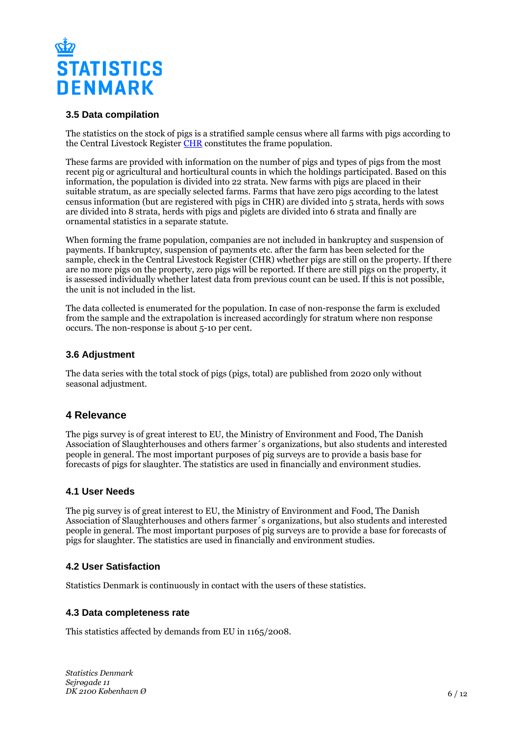### 3.5 Data compilation

The statistics on the stock of pigs is a stratified sample census where all farms with pigs according to the Central Livestock Register CHR constitutes the frame population.

These farms are provided with information on the number of pigs and types of pigs from the most recent pig or agricultural and horticultural counts in which the holdings participated. Based on this information, the population is divided into 22 strata. New farms with pigs are placed in their suitable stratum, as are specially selected farms. Farms that have zero pigs according to the latest census information (but are registered with pigs in CHR) are divided into 5 strata, herds with sows are divided into 8 strata, herds with pigs and piglets are divided into 6 strata and finally are ornamental statistics in a separate statute.

When forming the frame population, companies are not included in bankruptcy and suspension of payments. If bankruptcy, suspension of payments etc. after the farm has been selected for the sample, check in the Central Livestock Register (CHR) whether pigs are still on the property. If there are no more pigs on the property, zero pigs will be reported. If there are still pigs on the property, it is assessed individually whether latest data from previous count can be used. If this is not possible, the unit is not included in the list.

The data collected is enumerated for the population. In case of non-response the farm is excluded from the sample and the extrapolation is increased accordingly for stratum where non response occurs. The non-response is about 5-10 per cent.

### 3.6 Adjustment

The data series with the total stock of pigs (pigs, total) are published from 2020 only without seasonal adjustment.

## 4 Relevance

The pigs survey is of great interest to EU, the Ministry of Environment and Food, The Danish Association of Slaughterhouses and others farmer´s organizations, but also students and interested people in general. The most important purposes of pig surveys are to provide a basis base for forecasts of pigs for slaughter. The statistics are used in financially and environment studies.

### 4.1 User Needs

The pig survey is of great interest to EU, the Ministry of Environment and Food, The Danish Association of Slaughterhouses and others farmer´s organizations, but also students and interested people in general. The most important purposes of pig surveys are to provide a base for forecasts of pigs for slaughter. The statistics are used in financially and environment studies.

### 4.2 User Satisfaction

Statistics Denmark is continuously in contact with the users of these statistics.

### 4.3 Data completeness rate

This statistics affected by demands from EU in 1165/2008.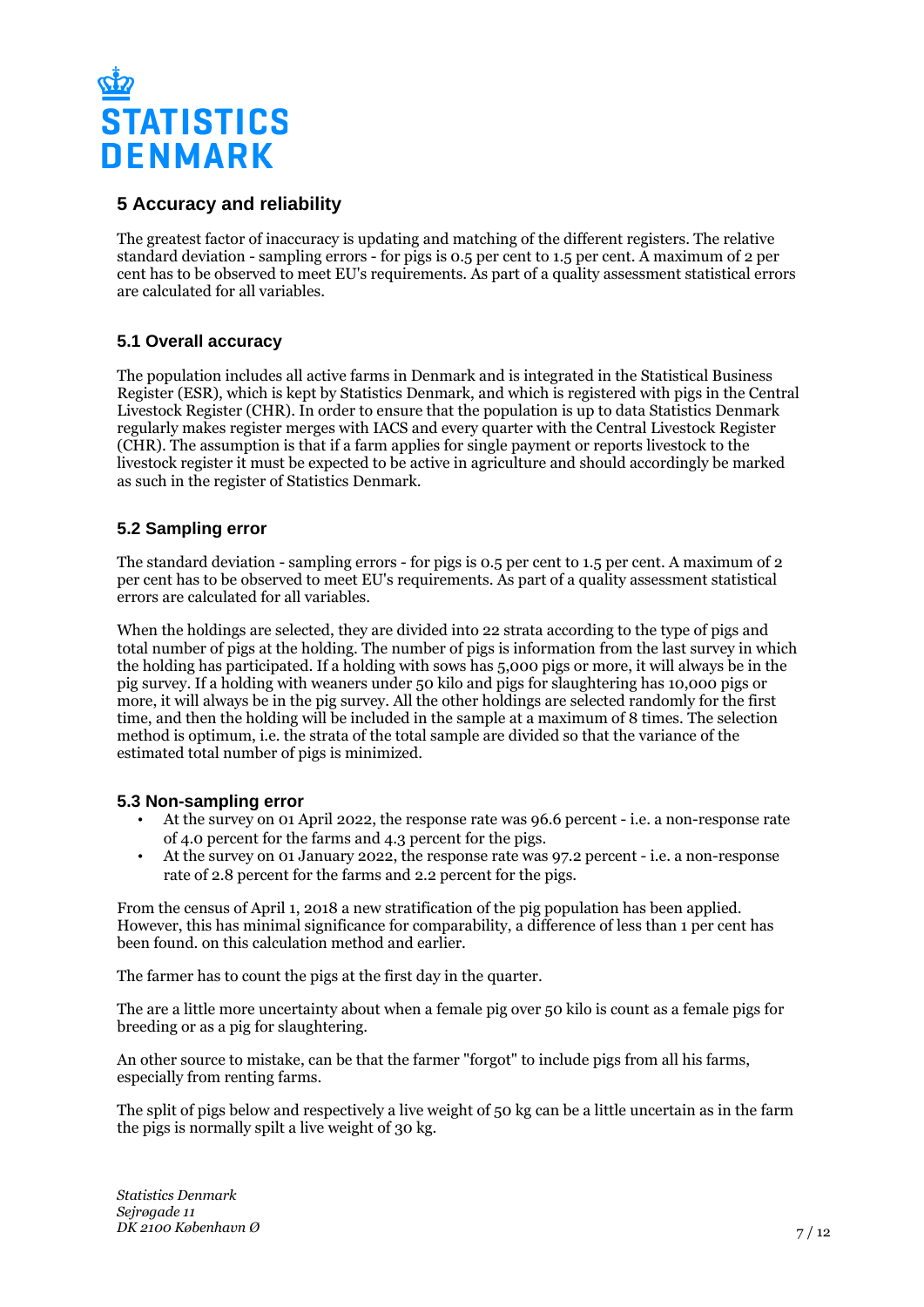## 5 Accuracy and reliability

The greatest factor of inaccuracy is updating and matching of the different registers. The relative standard deviation - sampling errors - for pigs is 0.5 per cent to 1.5 per cent. A maximum of 2 per cent has to be observed to meet EU's requirements. As part of a quality assessment statistical errors are calculated for all variables.

### 5.1 Overall accuracy

The population includes all active farms in Denmark and is integrated in the Statistical Business Register (ESR), which is kept by Statistics Denmark, and which is registered with pigs in the Central Livestock Register (CHR). In order to ensure that the population is up to data Statistics Denmark regularly makes register merges with IACS and every quarter with the Central Livestock Register (CHR). The assumption is that if a farm applies for single payment or reports livestock to the livestock register it must be expected to be active in agriculture and should accordingly be marked as such in the register of Statistics Denmark.

### 5.2 Sampling error

The standard deviation - sampling errors - for pigs is 0.5 per cent to 1.5 per cent. A maximum of 2 per cent has to be observed to meet EU's requirements. As part of a quality assessment statistical errors are calculated for all variables.

When the holdings are selected, they are divided into 22 strata according to the type of pigs and total number of pigs at the holding. The number of pigs is information from the last survey in which the holding has participated. If a holding with sows has 5,000 pigs or more, it will always be in the pig survey. If a holding with weaners under 50 kilo and pigs for slaughtering has 10,000 pigs or more, it will always be in the pig survey. All the other holdings are selected randomly for the first time, and then the holding will be included in the sample at a maximum of 8 times. The selection method is optimum, i.e. the strata of the total sample are divided so that the variance of the estimated total number of pigs is minimized.

### 5.3 Non-sampling error

- At the survey on 01 April 2022, the response rate was 96.6 percent - i.e. a non-response rate of 4.0 percent for the farms and 4.3 percent for the pigs.
- At the survey on 01 January 2022, the response rate was 97.2 percent - i.e. a non-response rate of 2.8 percent for the farms and 2.2 percent for the pigs.

From the census of April 1, 2018 a new stratification of the pig population has been applied. However, this has minimal significance for comparability, a difference of less than 1 per cent has been found. on this calculation method and earlier.

The farmer has to count the pigs at the first day in the quarter.

The are a little more uncertainty about when a female pig over 50 kilo is count as a female pigs for breeding or as a pig for slaughtering.

An other source to mistake, can be that the farmer "forgot" to include pigs from all his farms, especially from renting farms.

The split of pigs below and respectively a live weight of 50 kg can be a little uncertain as in the farm the pigs is normally spilt a live weight of 30 kg.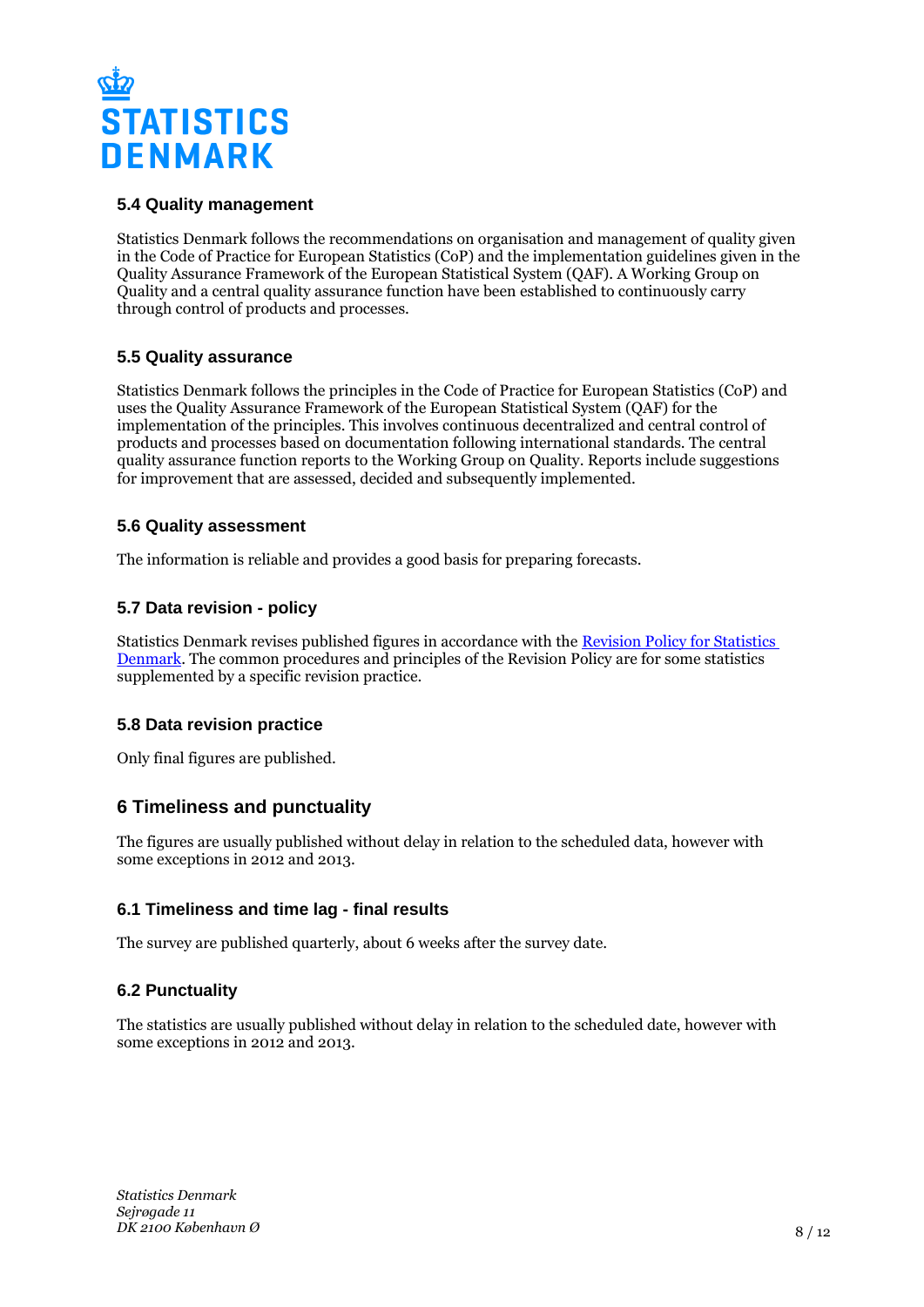### 5.4 Quality management

Statistics Denmark follows the recommendations on organisation and management of quality given in the Code of Practice for European Statistics (CoP) and the implementation guidelines given in the Quality Assurance Framework of the European Statistical System (QAF). A Working Group on Quality and a central quality assurance function have been established to continuously carry through control of products and processes.

### 5.5 Quality assurance

Statistics Denmark follows the principles in the Code of Practice for European Statistics (CoP) and uses the Quality Assurance Framework of the European Statistical System (QAF) for the implementation of the principles. This involves continuous decentralized and central control of products and processes based on documentation following international standards. The central quality assurance function reports to the Working Group on Quality. Reports include suggestions for improvement that are assessed, decided and subsequently implemented.

### 5.6 Quality assessment

The information is reliable and provides a good basis for preparing forecasts.

### 5.7 Data revision - policy

Statistics Denmark revises published figures in accordance with the [Revision Policy for Statistics Denmark](). The common procedures and principles of the Revision Policy are for some statistics supplemented by a specific revision practice.

### 5.8 Data revision practice

Only final figures are published.

## 6 Timeliness and punctuality

The figures are usually published without delay in relation to the scheduled data, however with some exceptions in 2012 and 2013.

### 6.1 Timeliness and time lag - final results

The survey are published quarterly, about 6 weeks after the survey date.

### 6.2 Punctuality

The statistics are usually published without delay in relation to the scheduled date, however with some exceptions in 2012 and 2013.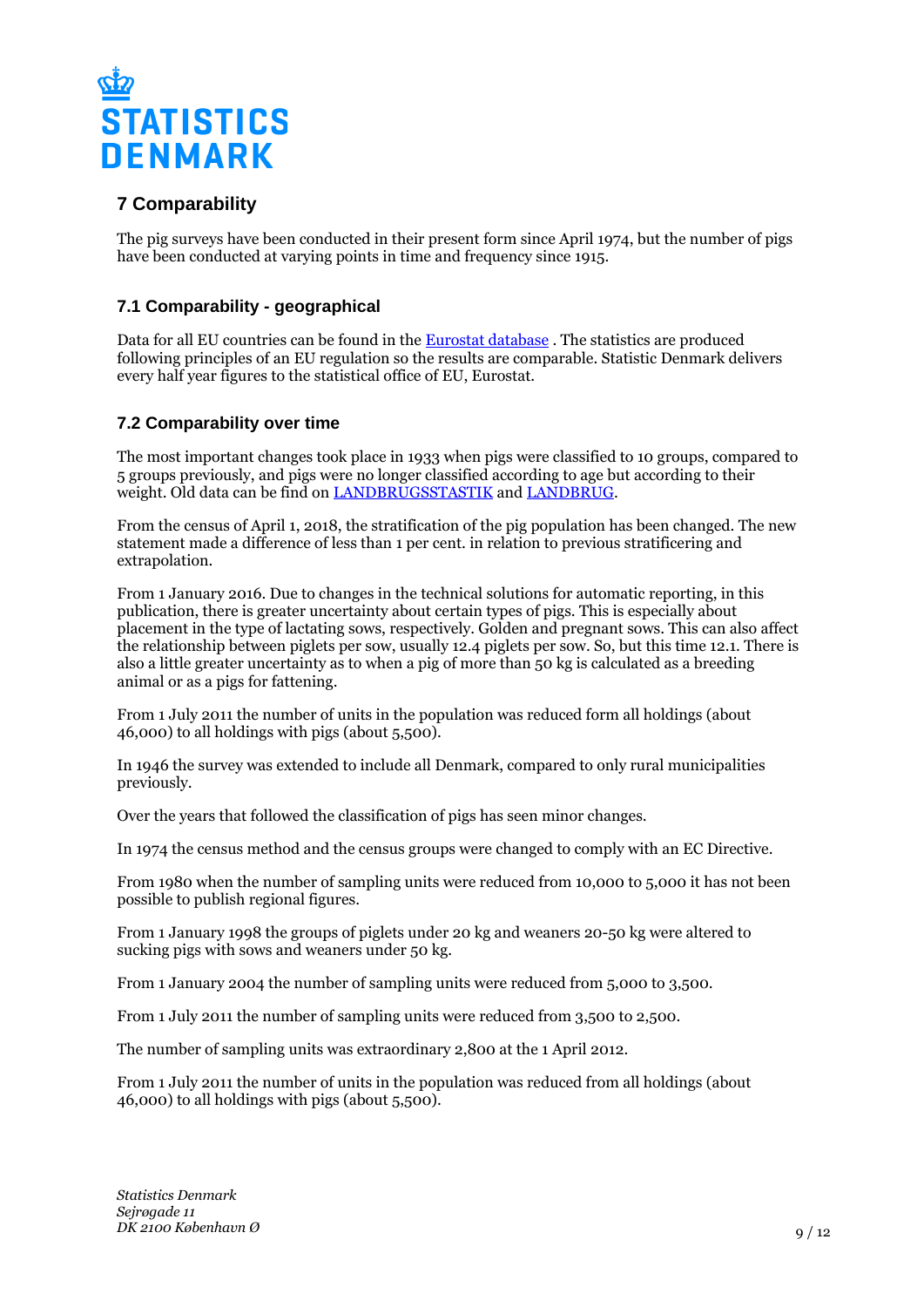## 7 Comparability

The pig surveys have been conducted in their present form since April 1974, but the number of pigs have been conducted at varying points in time and frequency since 1915.

### 7.1 Comparability - geographical

Data for all EU countries can be found in the Eurostat database . The statistics are produced following principles of an EU regulation so the results are comparable. Statistic Denmark delivers every half year figures to the statistical office of EU, Eurostat.

### 7.2 Comparability over time

The most important changes took place in 1933 when pigs were classified to 10 groups, compared to 5 groups previously, and pigs were no longer classified according to age but according to their weight. Old data can be find on LANDBRUGSSTASTIK and LANDBRUG.

From the census of April 1, 2018, the stratification of the pig population has been changed. The new statement made a difference of less than 1 per cent. in relation to previous stratificering and extrapolation.

From 1 January 2016. Due to changes in the technical solutions for automatic reporting, in this publication, there is greater uncertainty about certain types of pigs. This is especially about placement in the type of lactating sows, respectively. Golden and pregnant sows. This can also affect the relationship between piglets per sow, usually 12.4 piglets per sow. So, but this time 12.1. There is also a little greater uncertainty as to when a pig of more than 50 kg is calculated as a breeding animal or as a pigs for fattening.

From 1 July 2011 the number of units in the population was reduced form all holdings (about 46,000) to all holdings with pigs (about 5,500).

In 1946 the survey was extended to include all Denmark, compared to only rural municipalities previously.

Over the years that followed the classification of pigs has seen minor changes.

In 1974 the census method and the census groups were changed to comply with an EC Directive.

From 1980 when the number of sampling units were reduced from 10,000 to 5,000 it has not been possible to publish regional figures.

From 1 January 1998 the groups of piglets under 20 kg and weaners 20-50 kg were altered to sucking pigs with sows and weaners under 50 kg.

From 1 January 2004 the number of sampling units were reduced from 5,000 to 3,500.

From 1 July 2011 the number of sampling units were reduced from 3,500 to 2,500.

The number of sampling units was extraordinary 2,800 at the 1 April 2012.

From 1 July 2011 the number of units in the population was reduced from all holdings (about 46,000) to all holdings with pigs (about 5,500).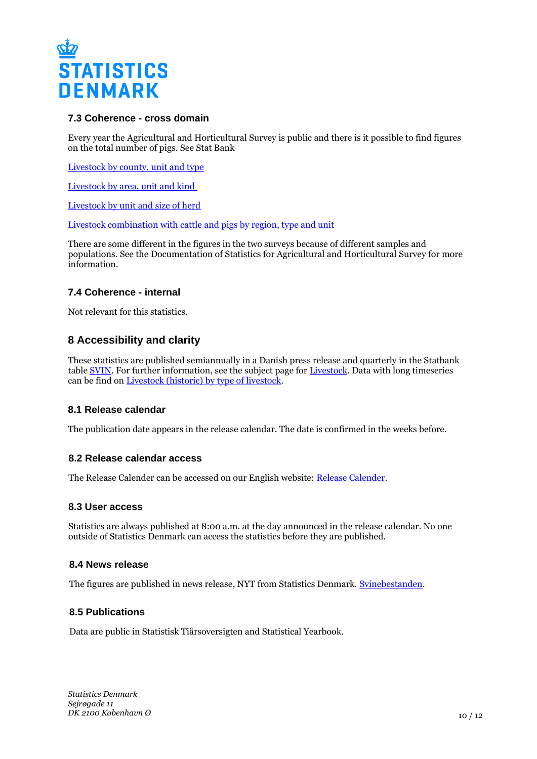### 7.3 Coherence - cross domain

Every year the Agricultural and Horticultural Survey is public and there is it possible to find figures on the total number of pigs. See Stat Bank

Livestock by county, unit and type

Livestock by area, unit and kind

Livestock by unit and size of herd

Livestock combination with cattle and pigs by region, type and unit

There are some different in the figures in the two surveys because of different samples and populations. See the Documentation of Statistics for Agricultural and Horticultural Survey for more information.

### 7.4 Coherence - internal

Not relevant for this statistics.

## 8 Accessibility and clarity

These statistics are published semiannually in a Danish press release and quarterly in the Statbank table SVIN. For further information, see the subject page for Livestock. Data with long timeseries can be find on Livestock (historic) by type of livestock.

### 8.1 Release calendar

The publication date appears in the release calendar. The date is confirmed in the weeks before.

### 8.2 Release calendar access

The Release Calender can be accessed on our English website: Release Calender.

### 8.3 User access

Statistics are always published at 8:00 a.m. at the day announced in the release calendar. No one outside of Statistics Denmark can access the statistics before they are published.

### 8.4 News release

The figures are published in news release, NYT from Statistics Denmark. Svinebestanden.

### 8.5 Publications

Data are public in Statistisk Tiårsoversigten and Statistical Yearbook.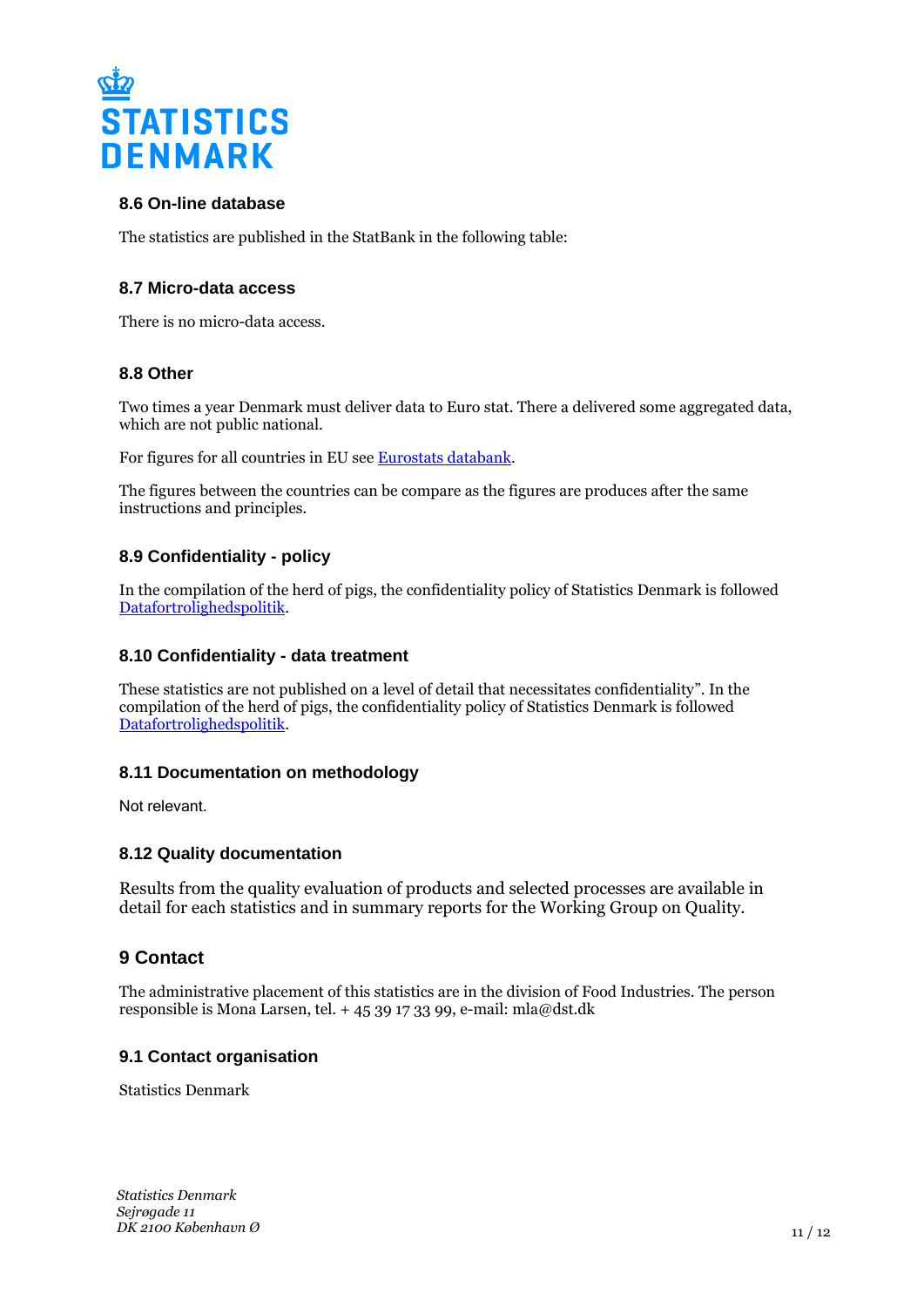### 8.6 On-line database

The statistics are published in the StatBank in the following table:

### 8.7 Micro-data access

There is no micro-data access.

### 8.8 Other

Two times a year Denmark must deliver data to Euro stat. There a delivered some aggregated data, which are not public national.

For figures for all countries in EU see Eurostats databank.

The figures between the countries can be compare as the figures are produces after the same instructions and principles.

### 8.9 Confidentiality - policy

In the compilation of the herd of pigs, the confidentiality policy of Statistics Denmark is followed Datafortrolighedspolitik.

### 8.10 Confidentiality - data treatment

These statistics are not published on a level of detail that necessitates confidentiality". In the compilation of the herd of pigs, the confidentiality policy of Statistics Denmark is followed Datafortrolighedspolitik.

### 8.11 Documentation on methodology

Not relevant.

### 8.12 Quality documentation

Results from the quality evaluation of products and selected processes are available in detail for each statistics and in summary reports for the Working Group on Quality.

## 9 Contact

The administrative placement of this statistics are in the division of Food Industries. The person responsible is Mona Larsen, tel. + 45 39 17 33 99, e-mail: mla@dst.dk

### 9.1 Contact organisation

Statistics Denmark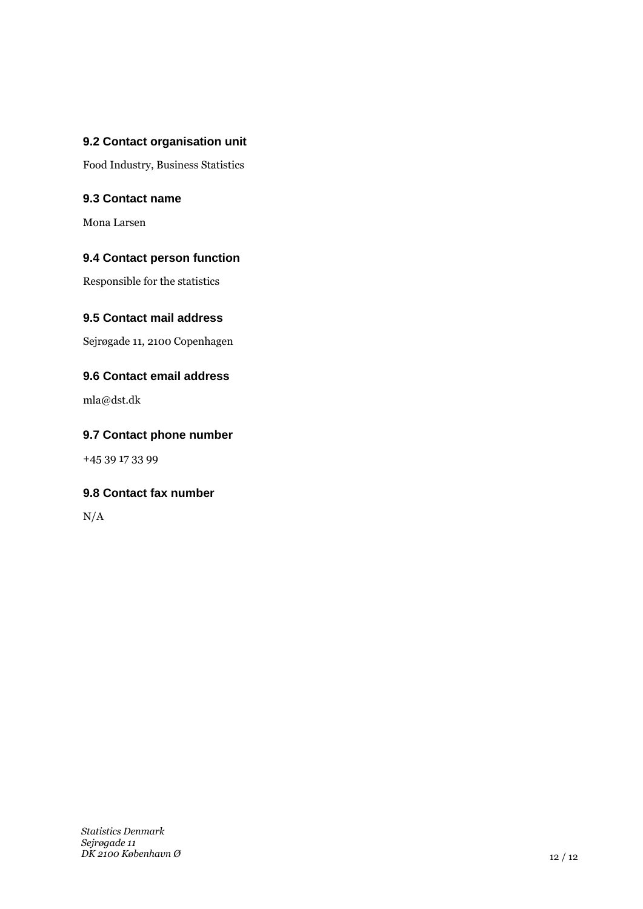### 9.2 Contact organisation unit

Food Industry, Business Statistics

### 9.3 Contact name

Mona Larsen

### 9.4 Contact person function

Responsible for the statistics

### 9.5 Contact mail address

Sejrøgade 11, 2100 Copenhagen

### 9.6 Contact email address

mla@dst.dk

### 9.7 Contact phone number

+45 39 17 33 99

### 9.8 Contact fax number

N/A